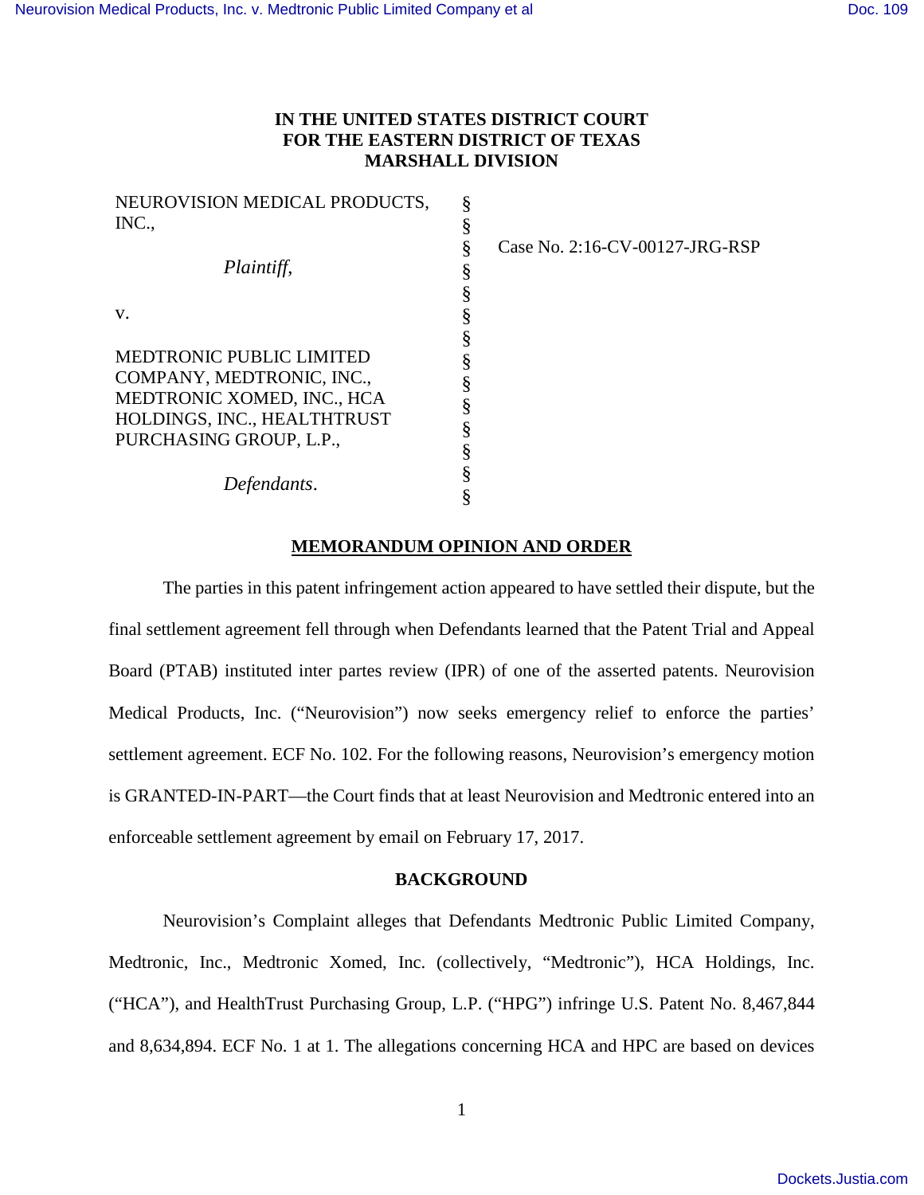**IN THE UNITED STATES DISTRICT COURT**
**FOR THE EASTERN DISTRICT OF TEXAS**
**MARSHALL DIVISION**

| | | |
|---|---|---|
| NEUROVISION MEDICAL PRODUCTS, INC., | § | |
| | § | Case No. 2:16-CV-00127-JRG-RSP |
| *Plaintiff*, | § | |
| | § | |
| v. | § | |
| | § | |
| MEDTRONIC PUBLIC LIMITED COMPANY, MEDTRONIC, INC., MEDTRONIC XOMED, INC., HCA HOLDINGS, INC., HEALTHTRUST PURCHASING GROUP, L.P., | § | |
| | § | |
| *Defendants*. | § | |

## MEMORANDUM OPINION AND ORDER

The parties in this patent infringement action appeared to have settled their dispute, but the final settlement agreement fell through when Defendants learned that the Patent Trial and Appeal Board (PTAB) instituted inter partes review (IPR) of one of the asserted patents. Neurovision Medical Products, Inc. ("Neurovision") now seeks emergency relief to enforce the parties' settlement agreement. ECF No. 102. For the following reasons, Neurovision's emergency motion is GRANTED-IN-PART—the Court finds that at least Neurovision and Medtronic entered into an enforceable settlement agreement by email on February 17, 2017.

## BACKGROUND

Neurovision's Complaint alleges that Defendants Medtronic Public Limited Company, Medtronic, Inc., Medtronic Xomed, Inc. (collectively, "Medtronic"), HCA Holdings, Inc. ("HCA"), and HealthTrust Purchasing Group, L.P. ("HPG") infringe U.S. Patent No. 8,467,844 and 8,634,894. ECF No. 1 at 1. The allegations concerning HCA and HPC are based on devices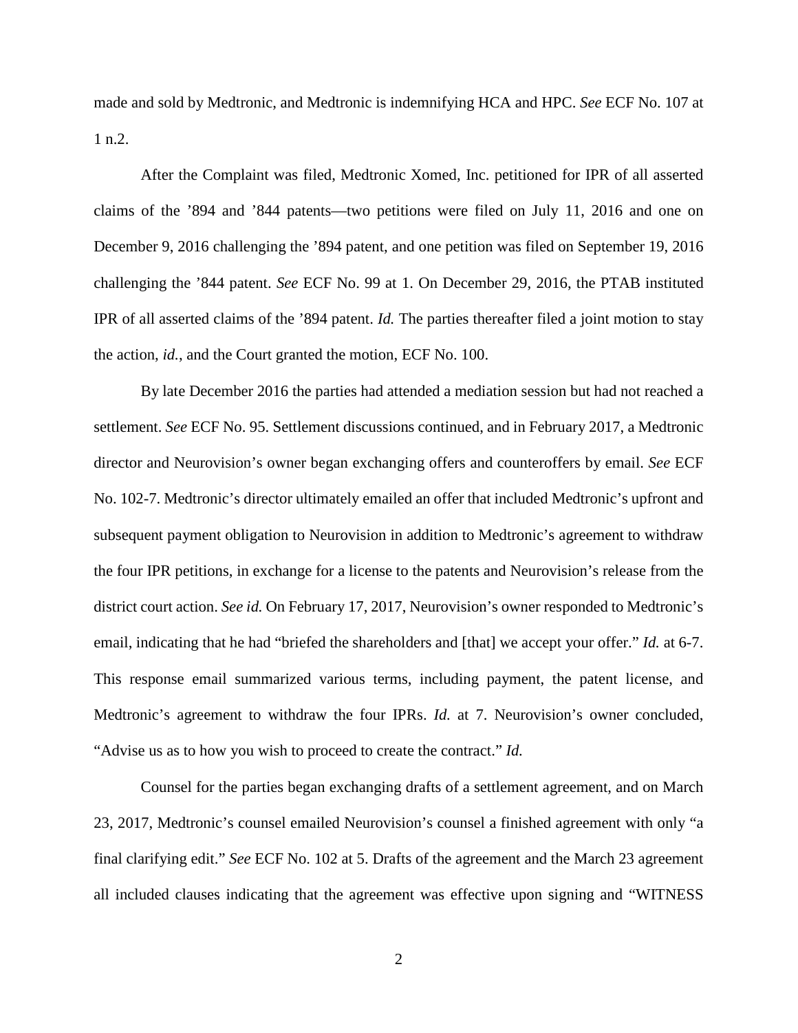made and sold by Medtronic, and Medtronic is indemnifying HCA and HPC. *See* ECF No. 107 at 1 n.2.

After the Complaint was filed, Medtronic Xomed, Inc. petitioned for IPR of all asserted claims of the ’894 and ’844 patents—two petitions were filed on July 11, 2016 and one on December 9, 2016 challenging the ’894 patent, and one petition was filed on September 19, 2016 challenging the ’844 patent. *See* ECF No. 99 at 1. On December 29, 2016, the PTAB instituted IPR of all asserted claims of the ’894 patent. *Id.* The parties thereafter filed a joint motion to stay the action, *id.*, and the Court granted the motion, ECF No. 100.

By late December 2016 the parties had attended a mediation session but had not reached a settlement. *See* ECF No. 95. Settlement discussions continued, and in February 2017, a Medtronic director and Neurovision’s owner began exchanging offers and counteroffers by email. *See* ECF No. 102-7. Medtronic’s director ultimately emailed an offer that included Medtronic’s upfront and subsequent payment obligation to Neurovision in addition to Medtronic’s agreement to withdraw the four IPR petitions, in exchange for a license to the patents and Neurovision’s release from the district court action. *See id.* On February 17, 2017, Neurovision’s owner responded to Medtronic’s email, indicating that he had “briefed the shareholders and [that] we accept your offer.” *Id.* at 6-7. This response email summarized various terms, including payment, the patent license, and Medtronic’s agreement to withdraw the four IPRs. *Id.* at 7. Neurovision’s owner concluded, “Advise us as to how you wish to proceed to create the contract.” *Id.*

Counsel for the parties began exchanging drafts of a settlement agreement, and on March 23, 2017, Medtronic’s counsel emailed Neurovision’s counsel a finished agreement with only “a final clarifying edit.” *See* ECF No. 102 at 5. Drafts of the agreement and the March 23 agreement all included clauses indicating that the agreement was effective upon signing and “WITNESS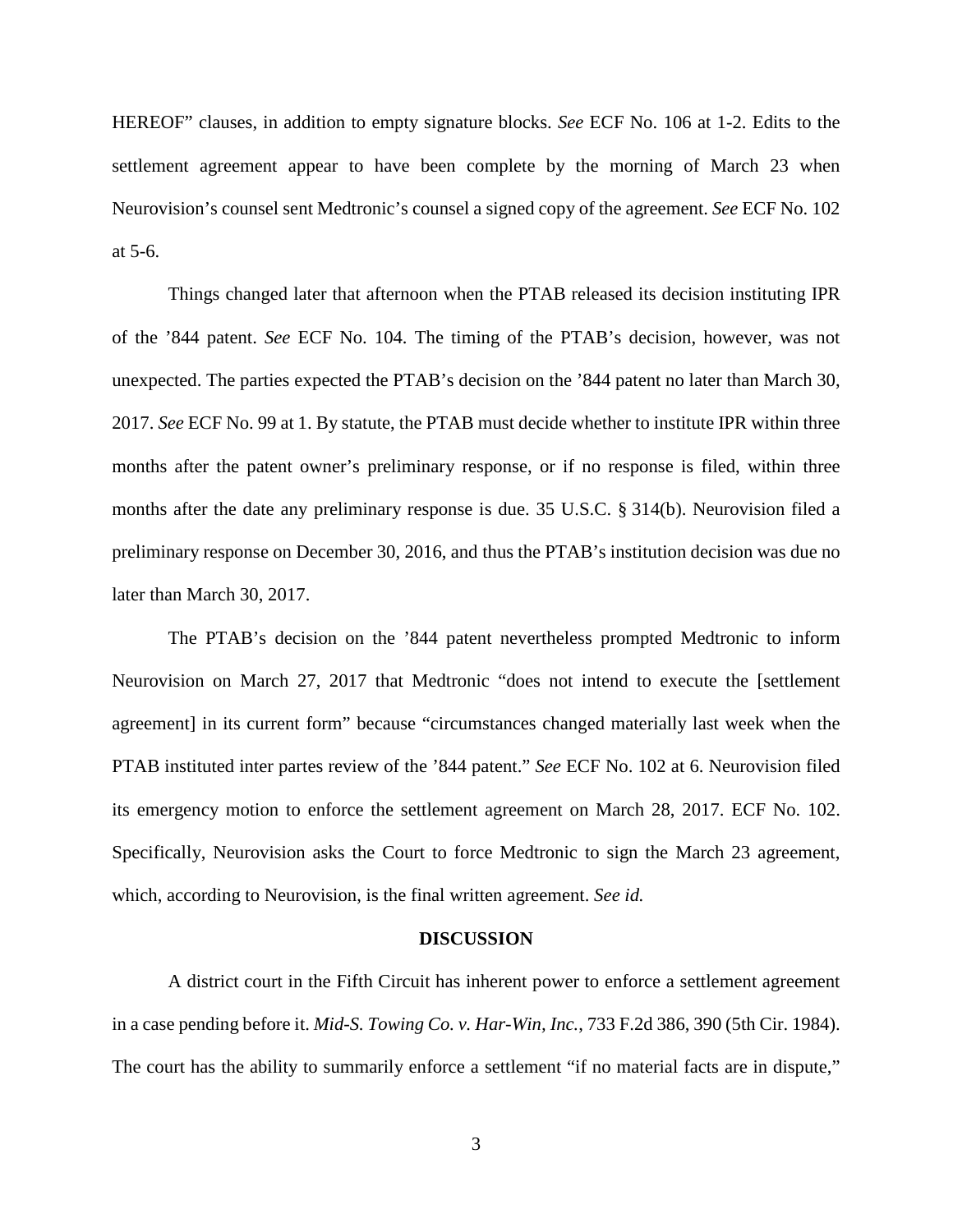HEREOF" clauses, in addition to empty signature blocks. *See* ECF No. 106 at 1-2. Edits to the settlement agreement appear to have been complete by the morning of March 23 when Neurovision's counsel sent Medtronic's counsel a signed copy of the agreement. *See* ECF No. 102 at 5-6.

Things changed later that afternoon when the PTAB released its decision instituting IPR of the '844 patent. *See* ECF No. 104. The timing of the PTAB's decision, however, was not unexpected. The parties expected the PTAB's decision on the '844 patent no later than March 30, 2017. *See* ECF No. 99 at 1. By statute, the PTAB must decide whether to institute IPR within three months after the patent owner's preliminary response, or if no response is filed, within three months after the date any preliminary response is due. 35 U.S.C. § 314(b). Neurovision filed a preliminary response on December 30, 2016, and thus the PTAB's institution decision was due no later than March 30, 2017.

The PTAB's decision on the '844 patent nevertheless prompted Medtronic to inform Neurovision on March 27, 2017 that Medtronic "does not intend to execute the [settlement agreement] in its current form" because "circumstances changed materially last week when the PTAB instituted inter partes review of the '844 patent." *See* ECF No. 102 at 6. Neurovision filed its emergency motion to enforce the settlement agreement on March 28, 2017. ECF No. 102. Specifically, Neurovision asks the Court to force Medtronic to sign the March 23 agreement, which, according to Neurovision, is the final written agreement. *See id.*

## DISCUSSION

A district court in the Fifth Circuit has inherent power to enforce a settlement agreement in a case pending before it. *Mid-S. Towing Co. v. Har-Win, Inc.*, 733 F.2d 386, 390 (5th Cir. 1984). The court has the ability to summarily enforce a settlement "if no material facts are in dispute,"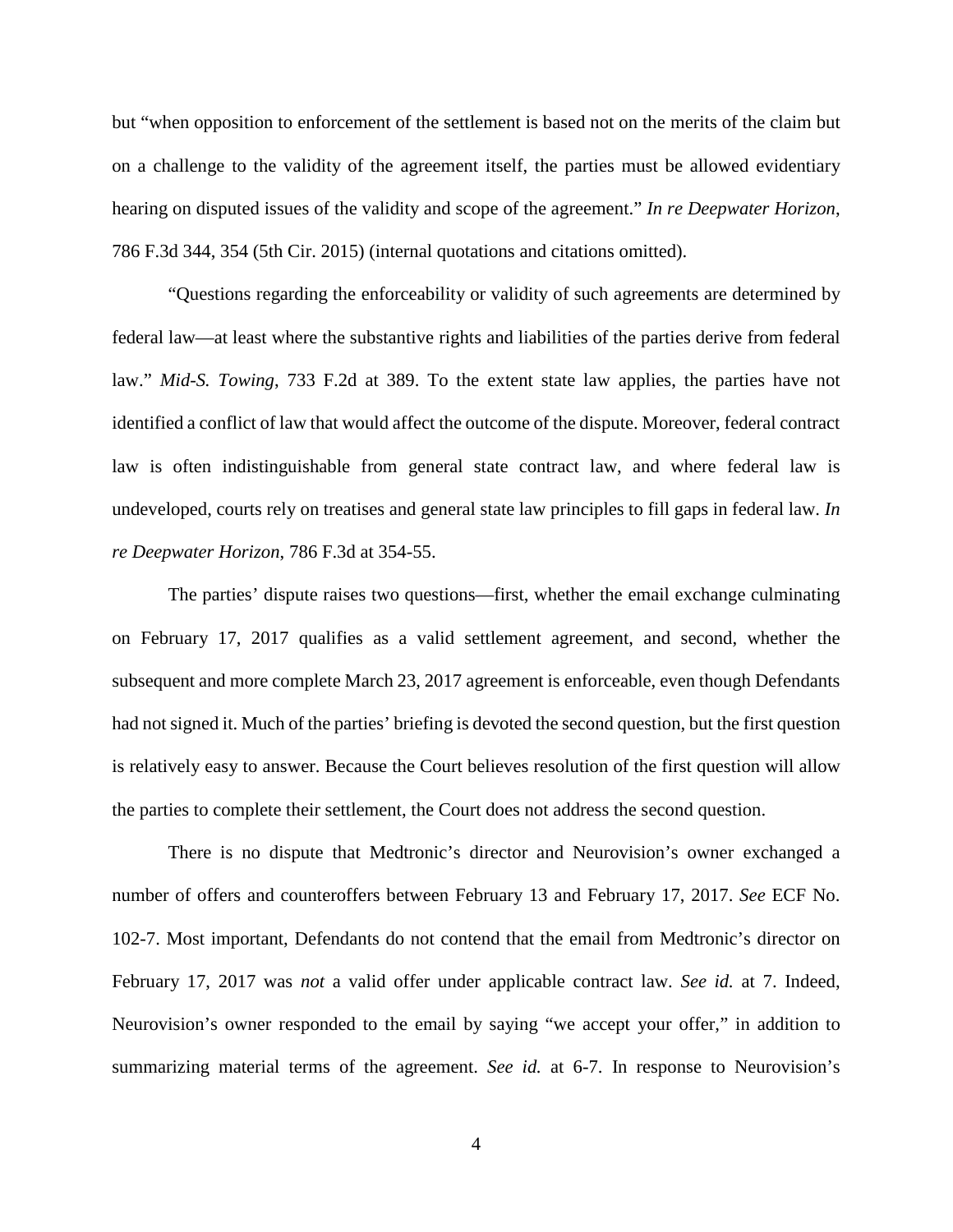but "when opposition to enforcement of the settlement is based not on the merits of the claim but on a challenge to the validity of the agreement itself, the parties must be allowed evidentiary hearing on disputed issues of the validity and scope of the agreement." *In re Deepwater Horizon*, 786 F.3d 344, 354 (5th Cir. 2015) (internal quotations and citations omitted).

"Questions regarding the enforceability or validity of such agreements are determined by federal law—at least where the substantive rights and liabilities of the parties derive from federal law." *Mid-S. Towing*, 733 F.2d at 389. To the extent state law applies, the parties have not identified a conflict of law that would affect the outcome of the dispute. Moreover, federal contract law is often indistinguishable from general state contract law, and where federal law is undeveloped, courts rely on treatises and general state law principles to fill gaps in federal law. *In re Deepwater Horizon*, 786 F.3d at 354-55.

The parties' dispute raises two questions—first, whether the email exchange culminating on February 17, 2017 qualifies as a valid settlement agreement, and second, whether the subsequent and more complete March 23, 2017 agreement is enforceable, even though Defendants had not signed it. Much of the parties' briefing is devoted the second question, but the first question is relatively easy to answer. Because the Court believes resolution of the first question will allow the parties to complete their settlement, the Court does not address the second question.

There is no dispute that Medtronic's director and Neurovision's owner exchanged a number of offers and counteroffers between February 13 and February 17, 2017. *See* ECF No. 102-7. Most important, Defendants do not contend that the email from Medtronic's director on February 17, 2017 was *not* a valid offer under applicable contract law. *See id.* at 7. Indeed, Neurovision's owner responded to the email by saying "we accept your offer," in addition to summarizing material terms of the agreement. *See id.* at 6-7. In response to Neurovision's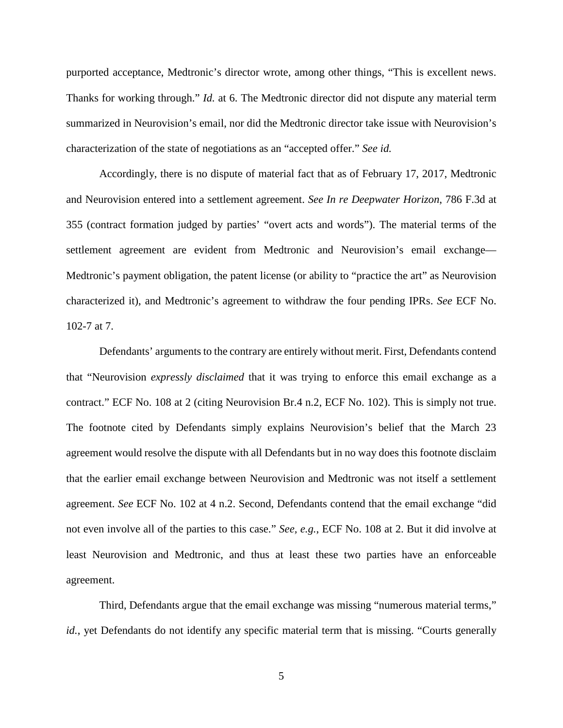purported acceptance, Medtronic's director wrote, among other things, "This is excellent news. Thanks for working through." *Id.* at 6. The Medtronic director did not dispute any material term summarized in Neurovision's email, nor did the Medtronic director take issue with Neurovision's characterization of the state of negotiations as an "accepted offer." *See id.*

Accordingly, there is no dispute of material fact that as of February 17, 2017, Medtronic and Neurovision entered into a settlement agreement. *See In re Deepwater Horizon*, 786 F.3d at 355 (contract formation judged by parties' "overt acts and words"). The material terms of the settlement agreement are evident from Medtronic and Neurovision's email exchange—Medtronic's payment obligation, the patent license (or ability to "practice the art" as Neurovision characterized it), and Medtronic's agreement to withdraw the four pending IPRs. *See* ECF No. 102-7 at 7.

Defendants' arguments to the contrary are entirely without merit. First, Defendants contend that "Neurovision *expressly disclaimed* that it was trying to enforce this email exchange as a contract." ECF No. 108 at 2 (citing Neurovision Br.4 n.2, ECF No. 102). This is simply not true. The footnote cited by Defendants simply explains Neurovision's belief that the March 23 agreement would resolve the dispute with all Defendants but in no way does this footnote disclaim that the earlier email exchange between Neurovision and Medtronic was not itself a settlement agreement. *See* ECF No. 102 at 4 n.2. Second, Defendants contend that the email exchange "did not even involve all of the parties to this case." *See, e.g.*, ECF No. 108 at 2. But it did involve at least Neurovision and Medtronic, and thus at least these two parties have an enforceable agreement.

Third, Defendants argue that the email exchange was missing "numerous material terms," *id.*, yet Defendants do not identify any specific material term that is missing. "Courts generally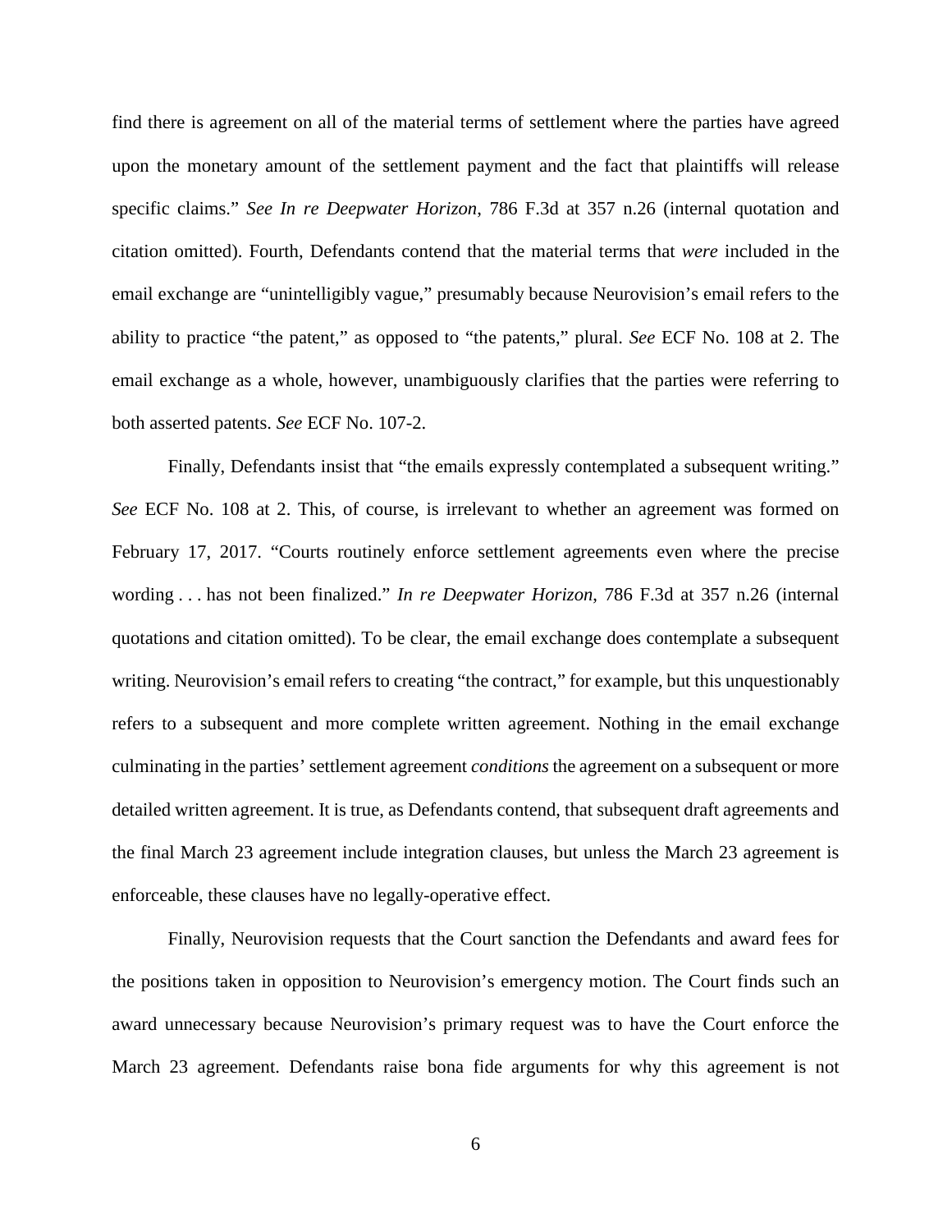find there is agreement on all of the material terms of settlement where the parties have agreed upon the monetary amount of the settlement payment and the fact that plaintiffs will release specific claims." *See In re Deepwater Horizon*, 786 F.3d at 357 n.26 (internal quotation and citation omitted). Fourth, Defendants contend that the material terms that *were* included in the email exchange are "unintelligibly vague," presumably because Neurovision's email refers to the ability to practice "the patent," as opposed to "the patents," plural. *See* ECF No. 108 at 2. The email exchange as a whole, however, unambiguously clarifies that the parties were referring to both asserted patents. *See* ECF No. 107-2.

Finally, Defendants insist that "the emails expressly contemplated a subsequent writing." *See* ECF No. 108 at 2. This, of course, is irrelevant to whether an agreement was formed on February 17, 2017. "Courts routinely enforce settlement agreements even where the precise wording . . . has not been finalized." *In re Deepwater Horizon*, 786 F.3d at 357 n.26 (internal quotations and citation omitted). To be clear, the email exchange does contemplate a subsequent writing. Neurovision's email refers to creating "the contract," for example, but this unquestionably refers to a subsequent and more complete written agreement. Nothing in the email exchange culminating in the parties' settlement agreement *conditions* the agreement on a subsequent or more detailed written agreement. It is true, as Defendants contend, that subsequent draft agreements and the final March 23 agreement include integration clauses, but unless the March 23 agreement is enforceable, these clauses have no legally-operative effect.

Finally, Neurovision requests that the Court sanction the Defendants and award fees for the positions taken in opposition to Neurovision's emergency motion. The Court finds such an award unnecessary because Neurovision's primary request was to have the Court enforce the March 23 agreement. Defendants raise bona fide arguments for why this agreement is not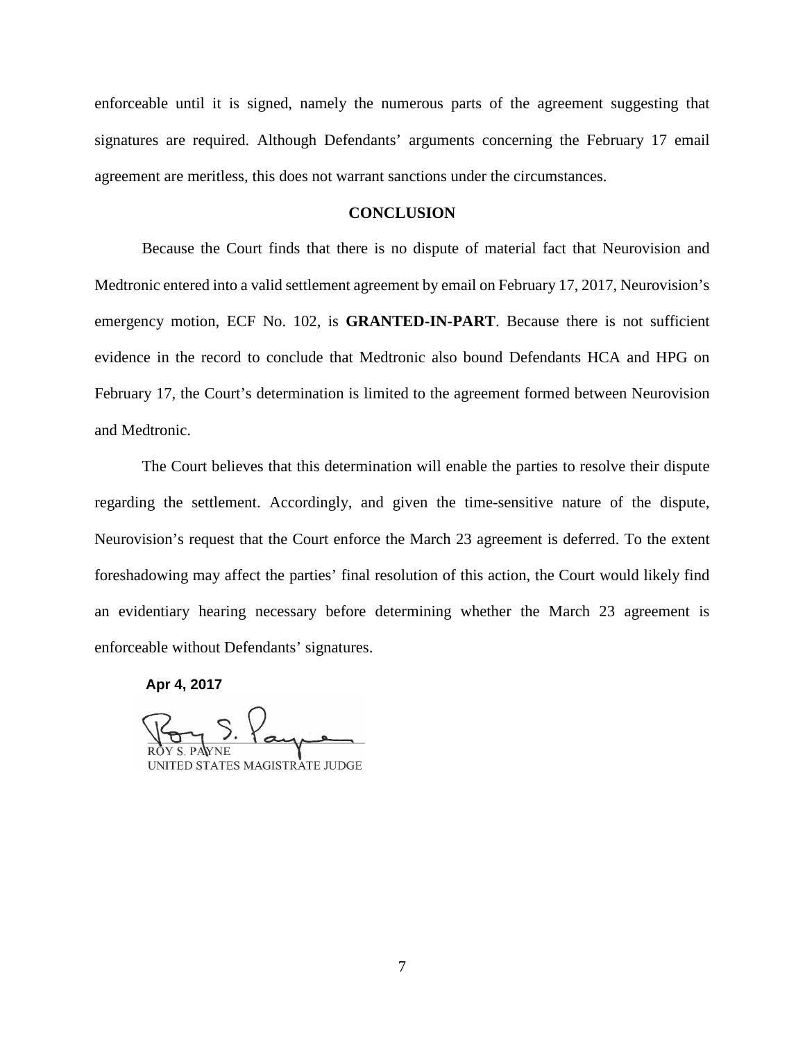enforceable until it is signed, namely the numerous parts of the agreement suggesting that signatures are required. Although Defendants' arguments concerning the February 17 email agreement are meritless, this does not warrant sanctions under the circumstances.

## CONCLUSION

Because the Court finds that there is no dispute of material fact that Neurovision and Medtronic entered into a valid settlement agreement by email on February 17, 2017, Neurovision's emergency motion, ECF No. 102, is **GRANTED-IN-PART**. Because there is not sufficient evidence in the record to conclude that Medtronic also bound Defendants HCA and HPG on February 17, the Court's determination is limited to the agreement formed between Neurovision and Medtronic.

The Court believes that this determination will enable the parties to resolve their dispute regarding the settlement. Accordingly, and given the time-sensitive nature of the dispute, Neurovision's request that the Court enforce the March 23 agreement is deferred. To the extent foreshadowing may affect the parties' final resolution of this action, the Court would likely find an evidentiary hearing necessary before determining whether the March 23 agreement is enforceable without Defendants' signatures.

**Apr 4, 2017**

ROY S. PAYNE
UNITED STATES MAGISTRATE JUDGE